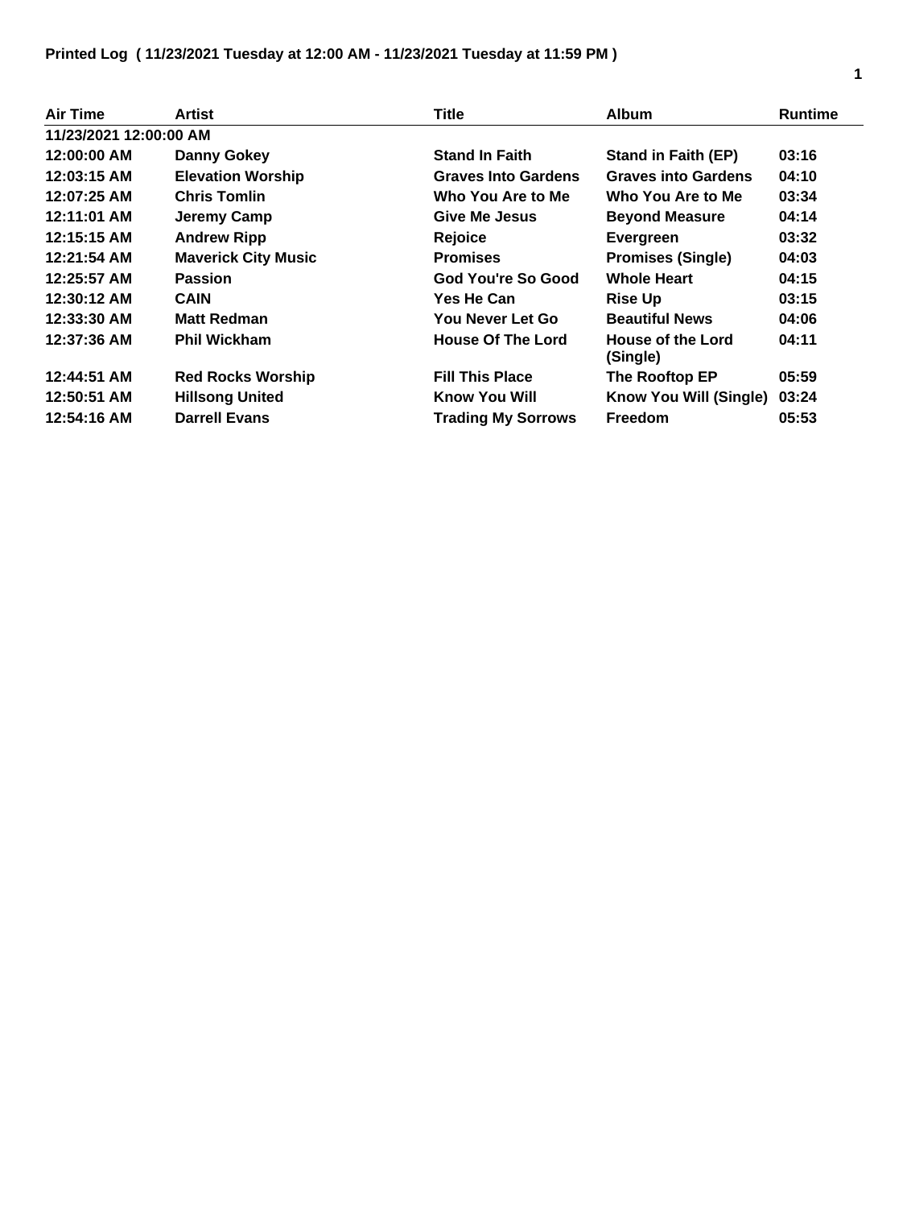**Printed Log ( 11/23/2021 Tuesday at 12:00 AM - 11/23/2021 Tuesday at 11:59 PM )**

| Air Time | Artist | Title | Album | Runtime |
|---|---|---|---|---|
| **11/23/2021 12:00:00 AM** | | | | |
| 12:00:00 AM | Danny Gokey | Stand In Faith | Stand in Faith (EP) | 03:16 |
| 12:03:15 AM | Elevation Worship | Graves Into Gardens | Graves into Gardens | 04:10 |
| 12:07:25 AM | Chris Tomlin | Who You Are to Me | Who You Are to Me | 03:34 |
| 12:11:01 AM | Jeremy Camp | Give Me Jesus | Beyond Measure | 04:14 |
| 12:15:15 AM | Andrew Ripp | Rejoice | Evergreen | 03:32 |
| 12:21:54 AM | Maverick City Music | Promises | Promises (Single) | 04:03 |
| 12:25:57 AM | Passion | God You're So Good | Whole Heart | 04:15 |
| 12:30:12 AM | CAIN | Yes He Can | Rise Up | 03:15 |
| 12:33:30 AM | Matt Redman | You Never Let Go | Beautiful News | 04:06 |
| 12:37:36 AM | Phil Wickham | House Of The Lord | House of the Lord (Single) | 04:11 |
| 12:44:51 AM | Red Rocks Worship | Fill This Place | The Rooftop EP | 05:59 |
| 12:50:51 AM | Hillsong United | Know You Will | Know You Will (Single) | 03:24 |
| 12:54:16 AM | Darrell Evans | Trading My Sorrows | Freedom | 05:53 |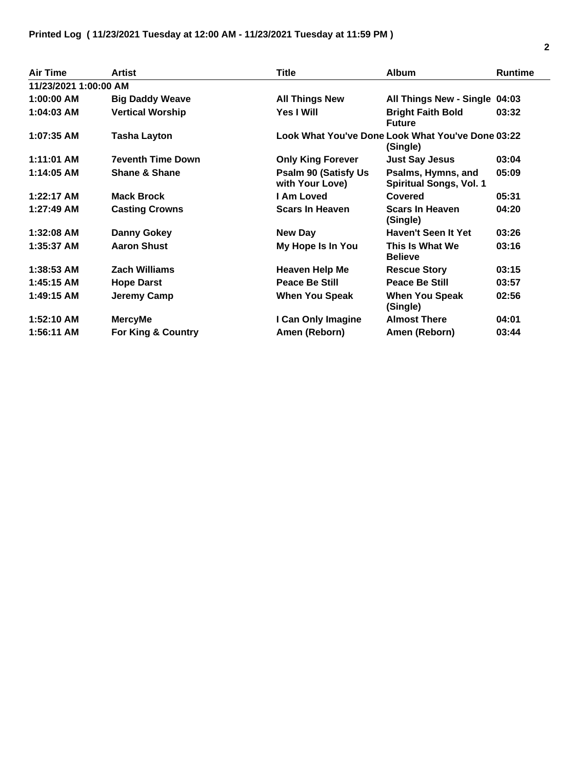**Printed Log ( 11/23/2021 Tuesday at 12:00 AM - 11/23/2021 Tuesday at 11:59 PM )**

| Air Time | Artist | Title | Album | Runtime |
|---|---|---|---|---|
| **11/23/2021 1:00:00 AM** | | | | |
| 1:00:00 AM | Big Daddy Weave | All Things New | All Things New - Single | 04:03 |
| 1:04:03 AM | Vertical Worship | Yes I Will | Bright Faith Bold Future | 03:32 |
| 1:07:35 AM | Tasha Layton | Look What You've Done | Look What You've Done (Single) | 03:22 |
| 1:11:01 AM | 7eventh Time Down | Only King Forever | Just Say Jesus | 03:04 |
| 1:14:05 AM | Shane & Shane | Psalm 90 (Satisfy Us with Your Love) | Psalms, Hymns, and Spiritual Songs, Vol. 1 | 05:09 |
| 1:22:17 AM | Mack Brock | I Am Loved | Covered | 05:31 |
| 1:27:49 AM | Casting Crowns | Scars In Heaven | Scars In Heaven (Single) | 04:20 |
| 1:32:08 AM | Danny Gokey | New Day | Haven't Seen It Yet | 03:26 |
| 1:35:37 AM | Aaron Shust | My Hope Is In You | This Is What We Believe | 03:16 |
| 1:38:53 AM | Zach Williams | Heaven Help Me | Rescue Story | 03:15 |
| 1:45:15 AM | Hope Darst | Peace Be Still | Peace Be Still | 03:57 |
| 1:49:15 AM | Jeremy Camp | When You Speak | When You Speak (Single) | 02:56 |
| 1:52:10 AM | MercyMe | I Can Only Imagine | Almost There | 04:01 |
| 1:56:11 AM | For King & Country | Amen (Reborn) | Amen (Reborn) | 03:44 |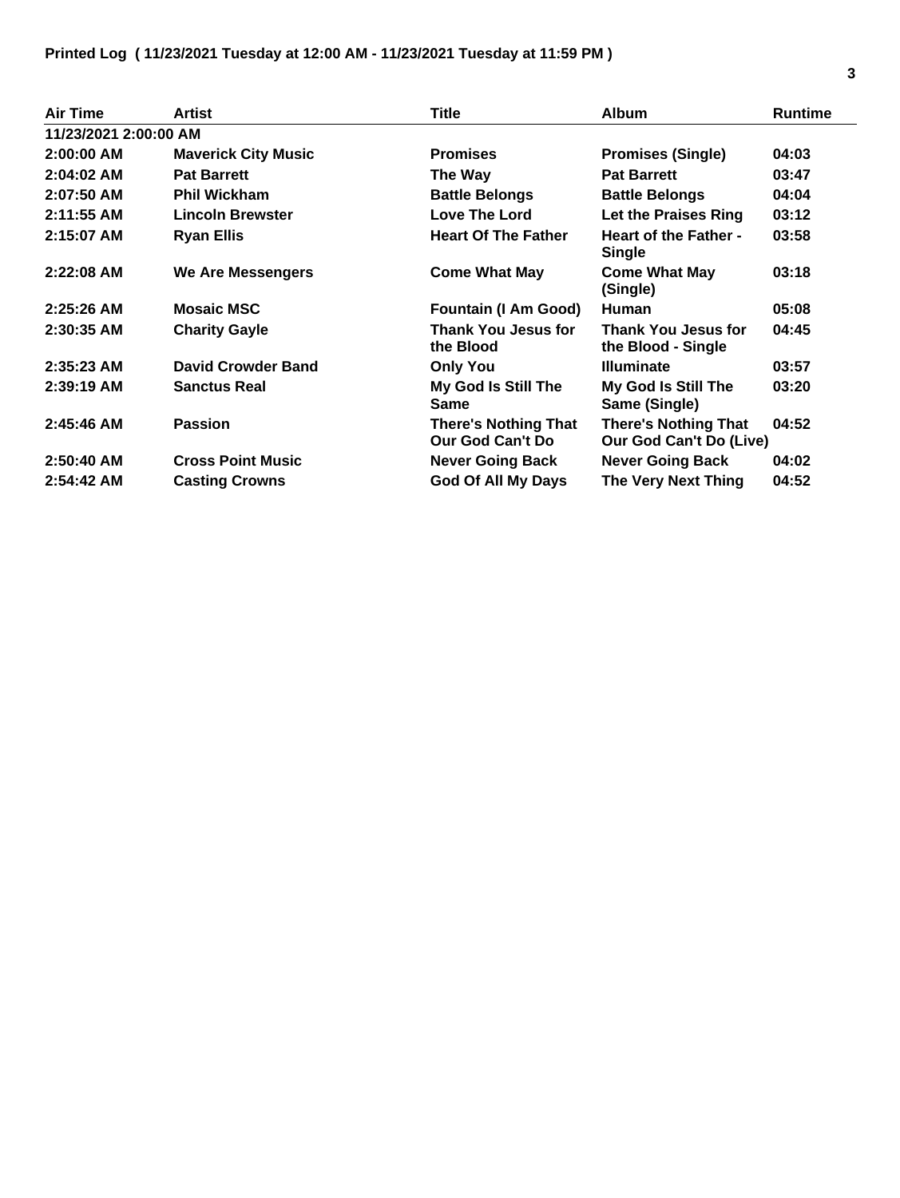**Printed Log ( 11/23/2021 Tuesday at 12:00 AM - 11/23/2021 Tuesday at 11:59 PM )**

| Air Time | Artist | Title | Album | Runtime |
| --- | --- | --- | --- | --- |
| **11/23/2021 2:00:00 AM** | | | | |
| 2:00:00 AM | Maverick City Music | Promises | Promises (Single) | 04:03 |
| 2:04:02 AM | Pat Barrett | The Way | Pat Barrett | 03:47 |
| 2:07:50 AM | Phil Wickham | Battle Belongs | Battle Belongs | 04:04 |
| 2:11:55 AM | Lincoln Brewster | Love The Lord | Let the Praises Ring | 03:12 |
| 2:15:07 AM | Ryan Ellis | Heart Of The Father | Heart of the Father - Single | 03:58 |
| 2:22:08 AM | We Are Messengers | Come What May | Come What May (Single) | 03:18 |
| 2:25:26 AM | Mosaic MSC | Fountain (I Am Good) | Human | 05:08 |
| 2:30:35 AM | Charity Gayle | Thank You Jesus for the Blood | Thank You Jesus for the Blood - Single | 04:45 |
| 2:35:23 AM | David Crowder Band | Only You | Illuminate | 03:57 |
| 2:39:19 AM | Sanctus Real | My God Is Still The Same | My God Is Still The Same (Single) | 03:20 |
| 2:45:46 AM | Passion | There's Nothing That Our God Can't Do | There's Nothing That Our God Can't Do (Live) | 04:52 |
| 2:50:40 AM | Cross Point Music | Never Going Back | Never Going Back | 04:02 |
| 2:54:42 AM | Casting Crowns | God Of All My Days | The Very Next Thing | 04:52 |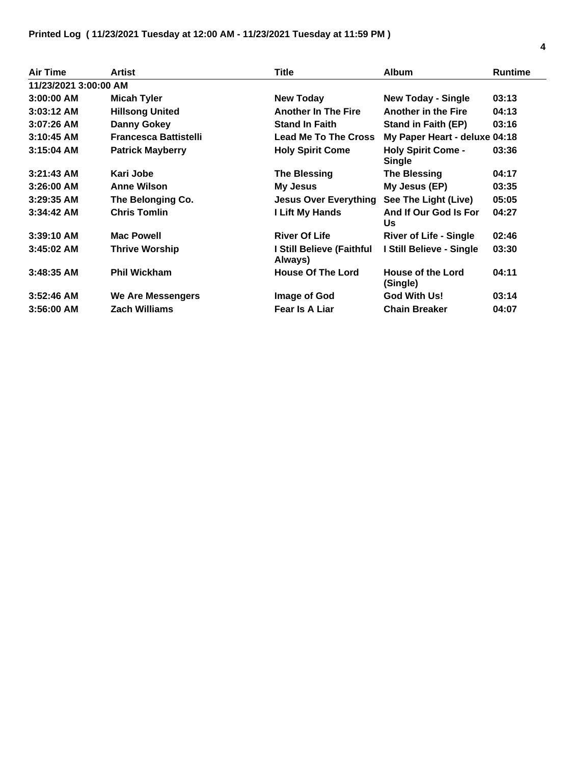**Printed Log ( 11/23/2021 Tuesday at 12:00 AM - 11/23/2021 Tuesday at 11:59 PM )**

| Air Time | Artist | Title | Album | Runtime |
| --- | --- | --- | --- | --- |
| 11/23/2021 3:00:00 AM | | | | |
| 3:00:00 AM | Micah Tyler | New Today | New Today - Single | 03:13 |
| 3:03:12 AM | Hillsong United | Another In The Fire | Another in the Fire | 04:13 |
| 3:07:26 AM | Danny Gokey | Stand In Faith | Stand in Faith (EP) | 03:16 |
| 3:10:45 AM | Francesca Battistelli | Lead Me To The Cross | My Paper Heart - deluxe | 04:18 |
| 3:15:04 AM | Patrick Mayberry | Holy Spirit Come | Holy Spirit Come - Single | 03:36 |
| 3:21:43 AM | Kari Jobe | The Blessing | The Blessing | 04:17 |
| 3:26:00 AM | Anne Wilson | My Jesus | My Jesus (EP) | 03:35 |
| 3:29:35 AM | The Belonging Co. | Jesus Over Everything | See The Light (Live) | 05:05 |
| 3:34:42 AM | Chris Tomlin | I Lift My Hands | And If Our God Is For Us | 04:27 |
| 3:39:10 AM | Mac Powell | River Of Life | River of Life - Single | 02:46 |
| 3:45:02 AM | Thrive Worship | I Still Believe (Faithful Always) | I Still Believe - Single | 03:30 |
| 3:48:35 AM | Phil Wickham | House Of The Lord | House of the Lord (Single) | 04:11 |
| 3:52:46 AM | We Are Messengers | Image of God | God With Us! | 03:14 |
| 3:56:00 AM | Zach Williams | Fear Is A Liar | Chain Breaker | 04:07 |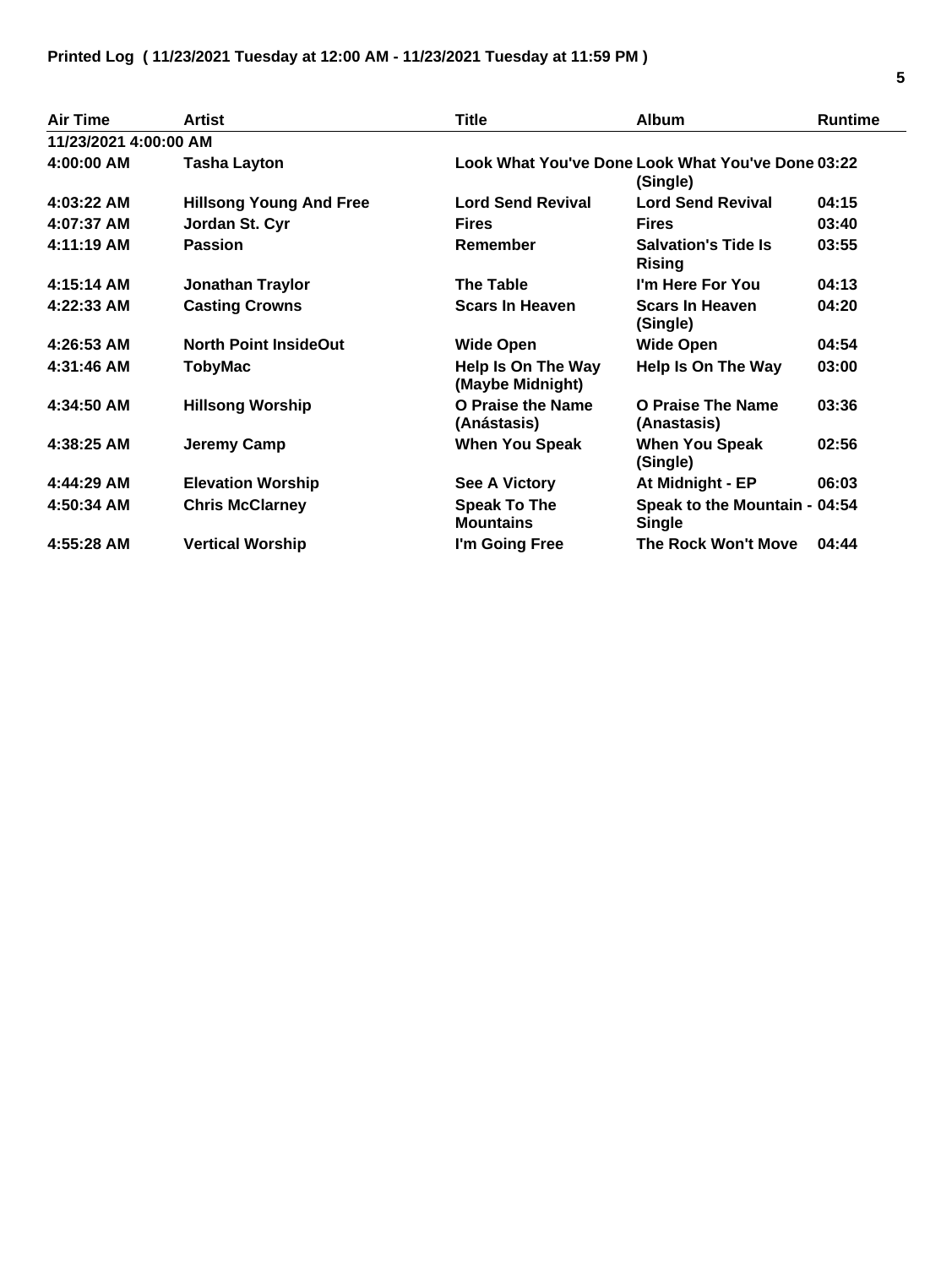**Printed Log ( 11/23/2021 Tuesday at 12:00 AM - 11/23/2021 Tuesday at 11:59 PM )**

| Air Time | Artist | Title | Album | Runtime |
|---|---|---|---|---|
| **11/23/2021 4:00:00 AM** | | | | |
| 4:00:00 AM | Tasha Layton | Look What You've Done | Look What You've Done (Single) | 03:22 |
| 4:03:22 AM | Hillsong Young And Free | Lord Send Revival | Lord Send Revival | 04:15 |
| 4:07:37 AM | Jordan St. Cyr | Fires | Fires | 03:40 |
| 4:11:19 AM | Passion | Remember | Salvation's Tide Is Rising | 03:55 |
| 4:15:14 AM | Jonathan Traylor | The Table | I'm Here For You | 04:13 |
| 4:22:33 AM | Casting Crowns | Scars In Heaven | Scars In Heaven (Single) | 04:20 |
| 4:26:53 AM | North Point InsideOut | Wide Open | Wide Open | 04:54 |
| 4:31:46 AM | TobyMac | Help Is On The Way (Maybe Midnight) | Help Is On The Way | 03:00 |
| 4:34:50 AM | Hillsong Worship | O Praise the Name (Anástasis) | O Praise The Name (Anastasis) | 03:36 |
| 4:38:25 AM | Jeremy Camp | When You Speak | When You Speak (Single) | 02:56 |
| 4:44:29 AM | Elevation Worship | See A Victory | At Midnight - EP | 06:03 |
| 4:50:34 AM | Chris McClarney | Speak To The Mountains | Speak to the Mountain - Single | 04:54 |
| 4:55:28 AM | Vertical Worship | I'm Going Free | The Rock Won't Move | 04:44 |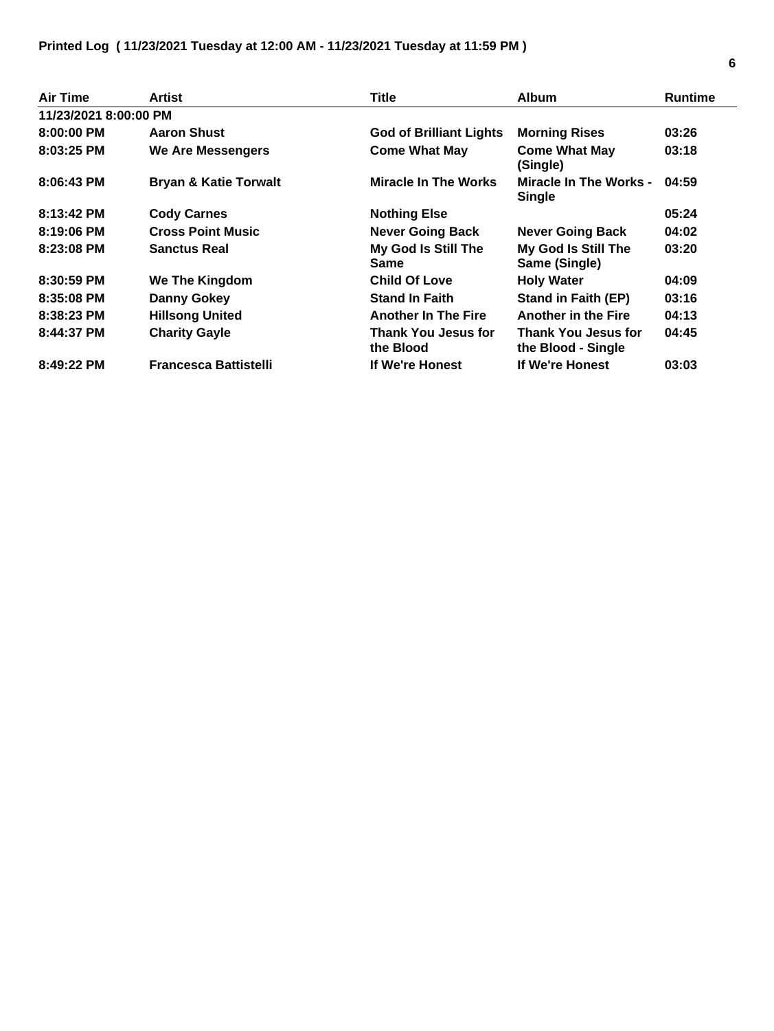**Printed Log ( 11/23/2021 Tuesday at 12:00 AM - 11/23/2021 Tuesday at 11:59 PM )**

| Air Time | Artist | Title | Album | Runtime |
|---|---|---|---|---|
| **11/23/2021 8:00:00 PM** | | | | |
| 8:00:00 PM | Aaron Shust | God of Brilliant Lights | Morning Rises | 03:26 |
| 8:03:25 PM | We Are Messengers | Come What May | Come What May (Single) | 03:18 |
| 8:06:43 PM | Bryan & Katie Torwalt | Miracle In The Works | Miracle In The Works - Single | 04:59 |
| 8:13:42 PM | Cody Carnes | Nothing Else | | 05:24 |
| 8:19:06 PM | Cross Point Music | Never Going Back | Never Going Back | 04:02 |
| 8:23:08 PM | Sanctus Real | My God Is Still The Same | My God Is Still The Same (Single) | 03:20 |
| 8:30:59 PM | We The Kingdom | Child Of Love | Holy Water | 04:09 |
| 8:35:08 PM | Danny Gokey | Stand In Faith | Stand in Faith (EP) | 03:16 |
| 8:38:23 PM | Hillsong United | Another In The Fire | Another in the Fire | 04:13 |
| 8:44:37 PM | Charity Gayle | Thank You Jesus for the Blood | Thank You Jesus for the Blood - Single | 04:45 |
| 8:49:22 PM | Francesca Battistelli | If We're Honest | If We're Honest | 03:03 |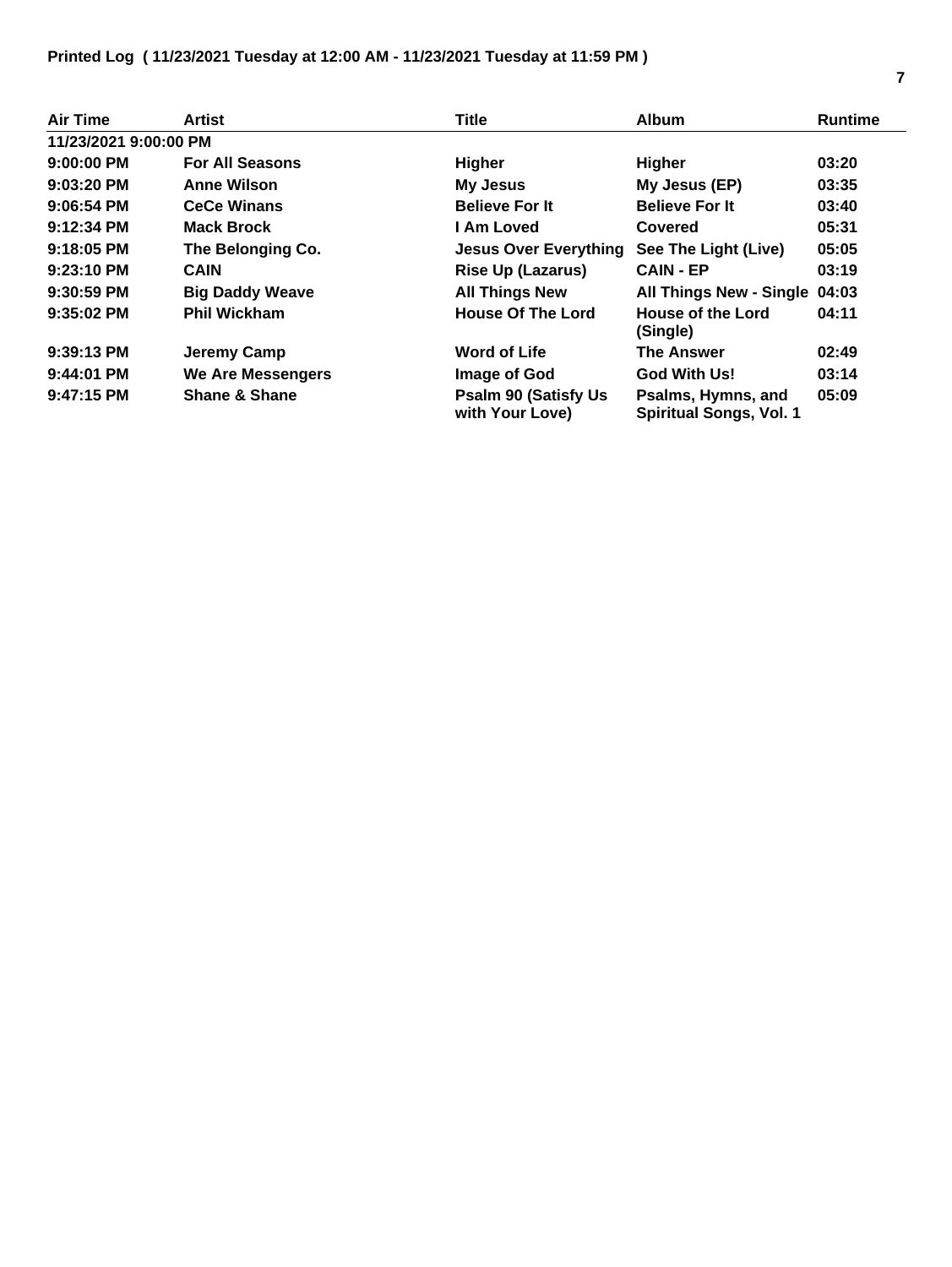**Printed Log ( 11/23/2021 Tuesday at 12:00 AM - 11/23/2021 Tuesday at 11:59 PM )**

| Air Time | Artist | Title | Album | Runtime |
|---|---|---|---|---|
| **11/23/2021 9:00:00 PM** | | | | |
| 9:00:00 PM | For All Seasons | Higher | Higher | 03:20 |
| 9:03:20 PM | Anne Wilson | My Jesus | My Jesus (EP) | 03:35 |
| 9:06:54 PM | CeCe Winans | Believe For It | Believe For It | 03:40 |
| 9:12:34 PM | Mack Brock | I Am Loved | Covered | 05:31 |
| 9:18:05 PM | The Belonging Co. | Jesus Over Everything | See The Light (Live) | 05:05 |
| 9:23:10 PM | CAIN | Rise Up (Lazarus) | CAIN - EP | 03:19 |
| 9:30:59 PM | Big Daddy Weave | All Things New | All Things New - Single | 04:03 |
| 9:35:02 PM | Phil Wickham | House Of The Lord | House of the Lord (Single) | 04:11 |
| 9:39:13 PM | Jeremy Camp | Word of Life | The Answer | 02:49 |
| 9:44:01 PM | We Are Messengers | Image of God | God With Us! | 03:14 |
| 9:47:15 PM | Shane & Shane | Psalm 90 (Satisfy Us with Your Love) | Psalms, Hymns, and Spiritual Songs, Vol. 1 | 05:09 |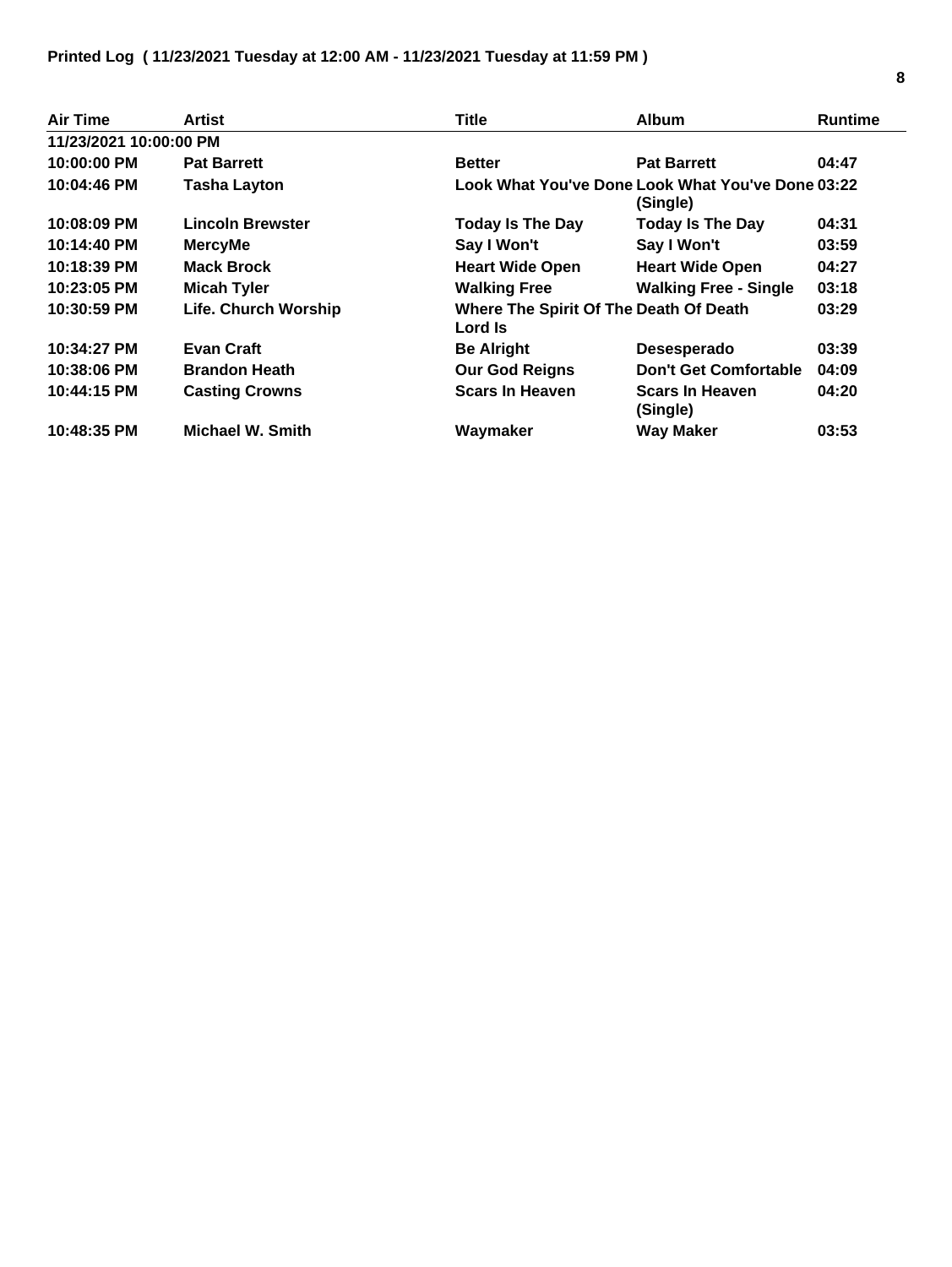**Printed Log ( 11/23/2021 Tuesday at 12:00 AM - 11/23/2021 Tuesday at 11:59 PM )**

| Air Time | Artist | Title | Album | Runtime |
|---|---|---|---|---|
| **11/23/2021 10:00:00 PM** | | | | |
| 10:00:00 PM | Pat Barrett | Better | Pat Barrett | 04:47 |
| 10:04:46 PM | Tasha Layton | Look What You've Done | Look What You've Done (Single) | 03:22 |
| 10:08:09 PM | Lincoln Brewster | Today Is The Day | Today Is The Day | 04:31 |
| 10:14:40 PM | MercyMe | Say I Won't | Say I Won't | 03:59 |
| 10:18:39 PM | Mack Brock | Heart Wide Open | Heart Wide Open | 04:27 |
| 10:23:05 PM | Micah Tyler | Walking Free | Walking Free - Single | 03:18 |
| 10:30:59 PM | Life. Church Worship | Where The Spirit Of The Lord Is | Death Of Death | 03:29 |
| 10:34:27 PM | Evan Craft | Be Alright | Desesperado | 03:39 |
| 10:38:06 PM | Brandon Heath | Our God Reigns | Don't Get Comfortable | 04:09 |
| 10:44:15 PM | Casting Crowns | Scars In Heaven | Scars In Heaven (Single) | 04:20 |
| 10:48:35 PM | Michael W. Smith | Waymaker | Way Maker | 03:53 |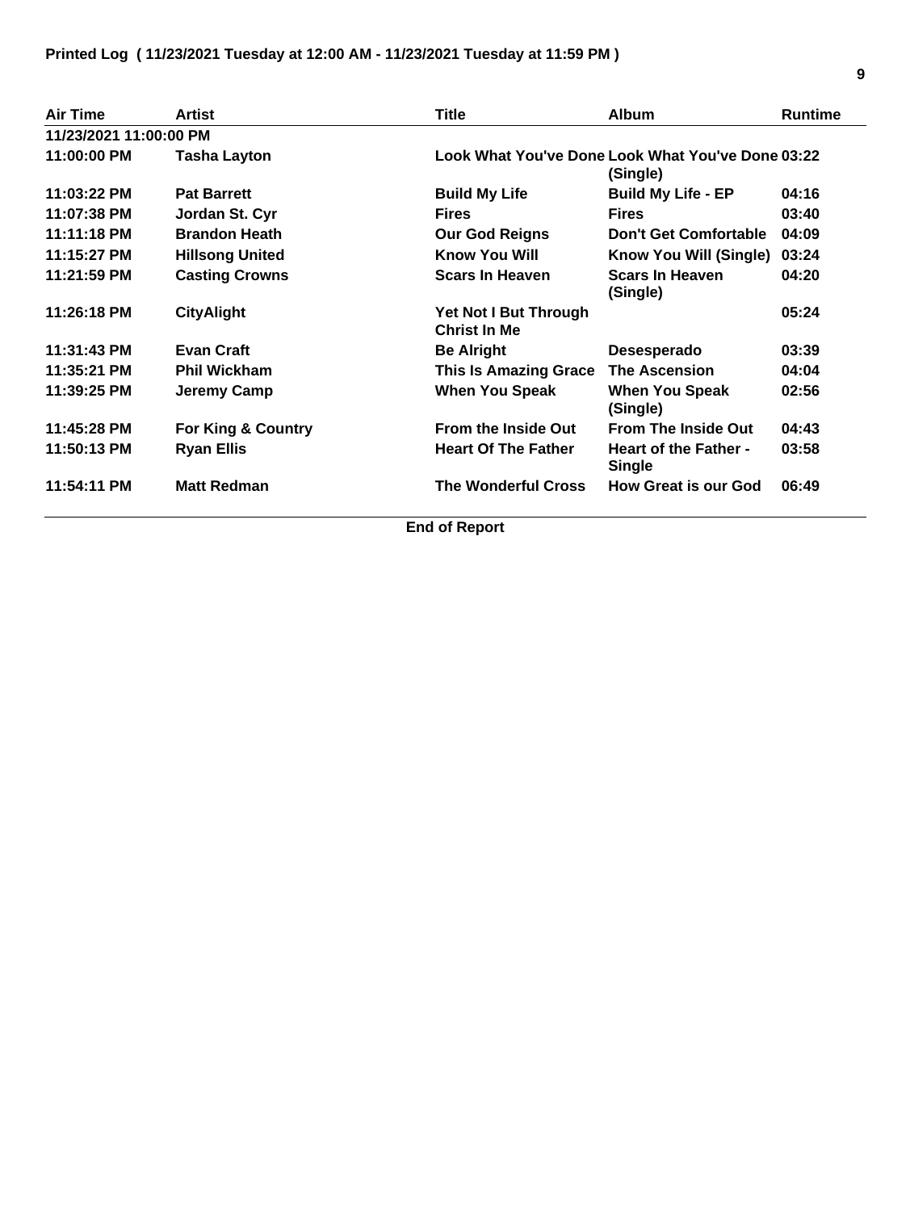**Printed Log ( 11/23/2021 Tuesday at 12:00 AM - 11/23/2021 Tuesday at 11:59 PM )**

| Air Time | Artist | Title | Album | Runtime |
|---|---|---|---|---|
| **11/23/2021 11:00:00 PM** | | | | |
| 11:00:00 PM | Tasha Layton | Look What You've Done | Look What You've Done (Single) | 03:22 |
| 11:03:22 PM | Pat Barrett | Build My Life | Build My Life - EP | 04:16 |
| 11:07:38 PM | Jordan St. Cyr | Fires | Fires | 03:40 |
| 11:11:18 PM | Brandon Heath | Our God Reigns | Don't Get Comfortable | 04:09 |
| 11:15:27 PM | Hillsong United | Know You Will | Know You Will (Single) | 03:24 |
| 11:21:59 PM | Casting Crowns | Scars In Heaven | Scars In Heaven (Single) | 04:20 |
| 11:26:18 PM | CityAlight | Yet Not I But Through Christ In Me | | 05:24 |
| 11:31:43 PM | Evan Craft | Be Alright | Desesperado | 03:39 |
| 11:35:21 PM | Phil Wickham | This Is Amazing Grace | The Ascension | 04:04 |
| 11:39:25 PM | Jeremy Camp | When You Speak | When You Speak (Single) | 02:56 |
| 11:45:28 PM | For King & Country | From the Inside Out | From The Inside Out | 04:43 |
| 11:50:13 PM | Ryan Ellis | Heart Of The Father | Heart of the Father - Single | 03:58 |
| 11:54:11 PM | Matt Redman | The Wonderful Cross | How Great is our God | 06:49 |

**End of Report**